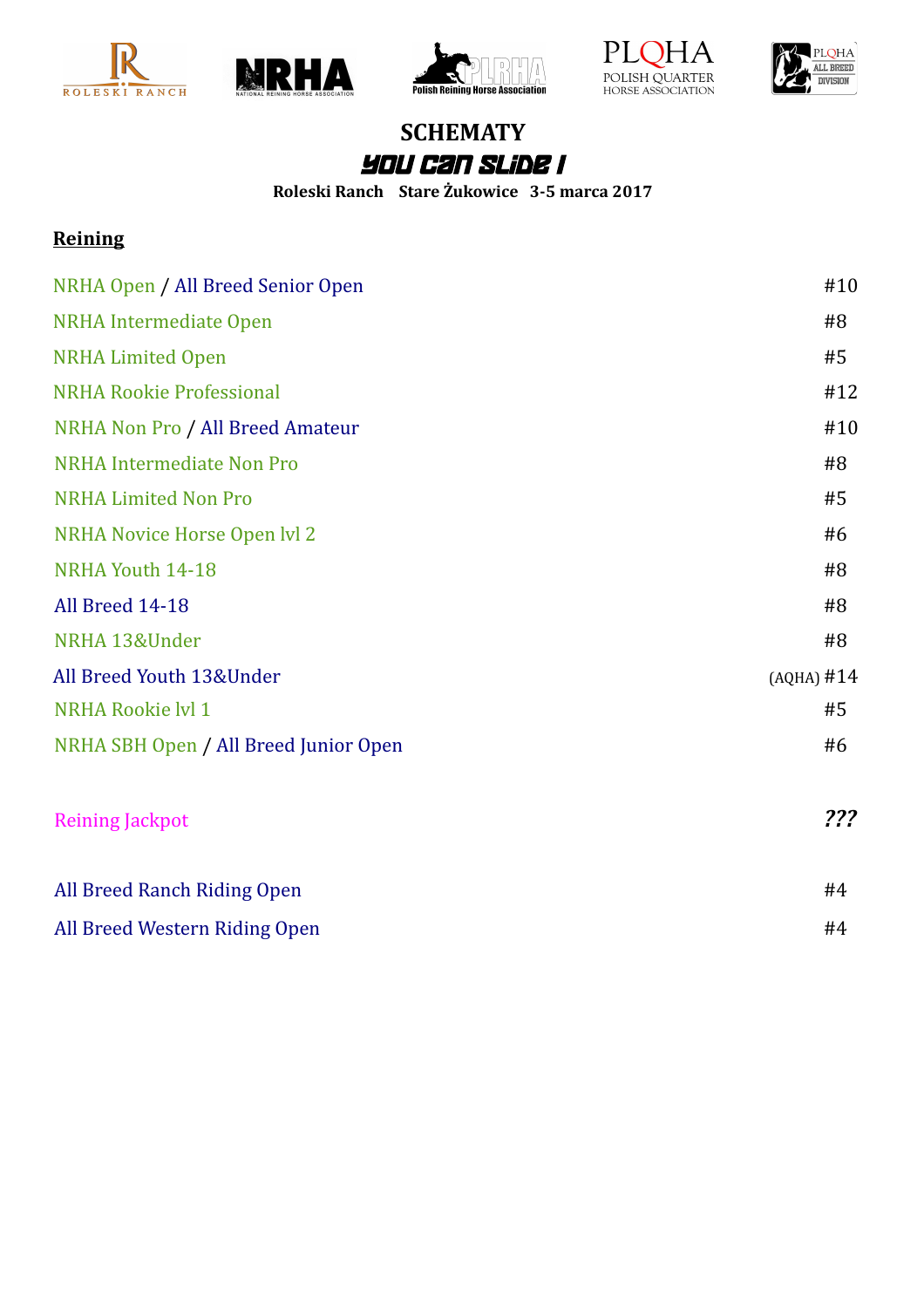# SCHEMATY

## YOU CAN SLIDE I

**Roleski Ranch Stare Żukowice 3-5 marca 2017**

**Reining**

| | |
|---|---|
| NRHA Open / All Breed Senior Open | #10 |
| NRHA Intermediate Open | #8 |
| NRHA Limited Open | #5 |
| NRHA Rookie Professional | #12 |
| NRHA Non Pro / All Breed Amateur | #10 |
| NRHA Intermediate Non Pro | #8 |
| NRHA Limited Non Pro | #5 |
| NRHA Novice Horse Open lvl 2 | #6 |
| NRHA Youth 14-18 | #8 |
| All Breed 14-18 | #8 |
| NRHA 13&Under | #8 |
| All Breed Youth 13&Under | (AQHA) #14 |
| NRHA Rookie lvl 1 | #5 |
| NRHA SBH Open / All Breed Junior Open | #6 |
| Reining Jackpot | *???* |
| All Breed Ranch Riding Open | #4 |
| All Breed Western Riding Open | #4 |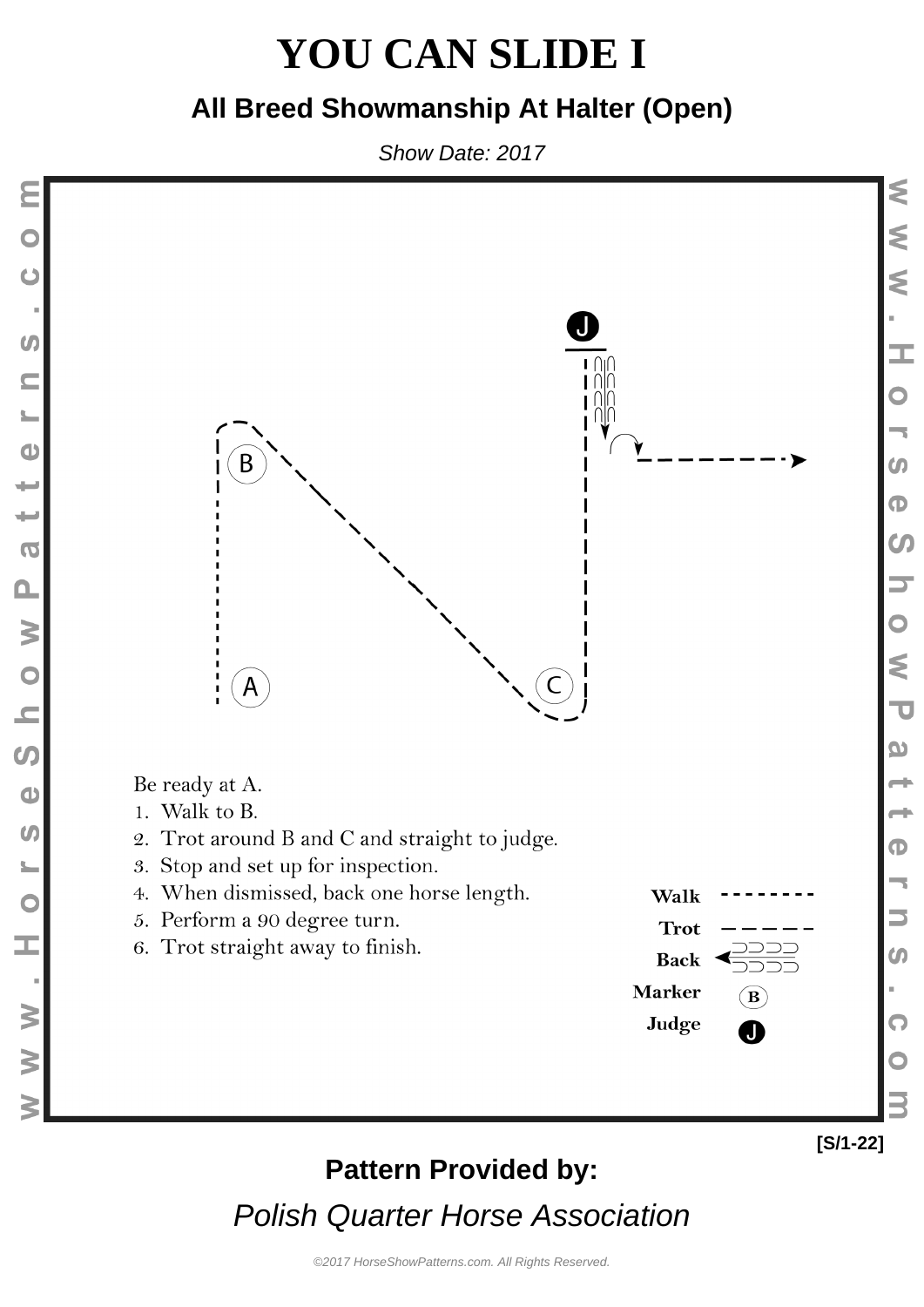# YOU CAN SLIDE I

## All Breed Showmanship At Halter (Open)

*Show Date: 2017*

J

B

A

C

Be ready at A.

1. Walk to B.
2. Trot around B and C and straight to judge.
3. Stop and set up for inspection.
4. When dismissed, back one horse length.
5. Perform a 90 degree turn.
6. Trot straight away to finish.

Walk

Trot

Back

Marker B

Judge J

[S/1-22]

**Pattern Provided by:**

*Polish Quarter Horse Association*

©2017 HorseShowPatterns.com. All Rights Reserved.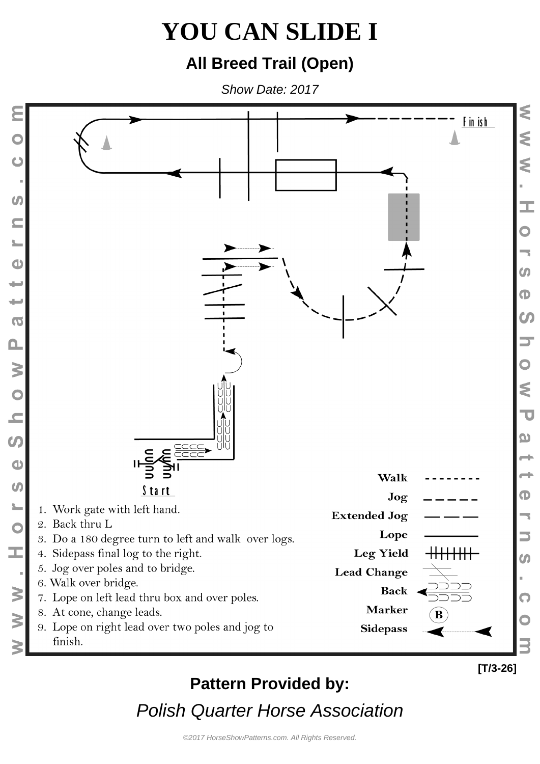# YOU CAN SLIDE I

## All Breed Trail (Open)

*Show Date: 2017*

Finish

Start

1. Work gate with left hand.
2. Back thru L
3. Do a 180 degree turn to left and walk over logs.
4. Sidepass final log to the right.
5. Jog over poles and to bridge.
6. Walk over bridge.
7. Lope on left lead thru box and over poles.
8. At cone, change leads.
9. Lope on right lead over two poles and jog to finish.

Walk

Jog

Extended Jog

Lope

Leg Yield

Lead Change

Back

Marker

B

Sidepass

[T/3-26]

**Pattern Provided by:**

*Polish Quarter Horse Association*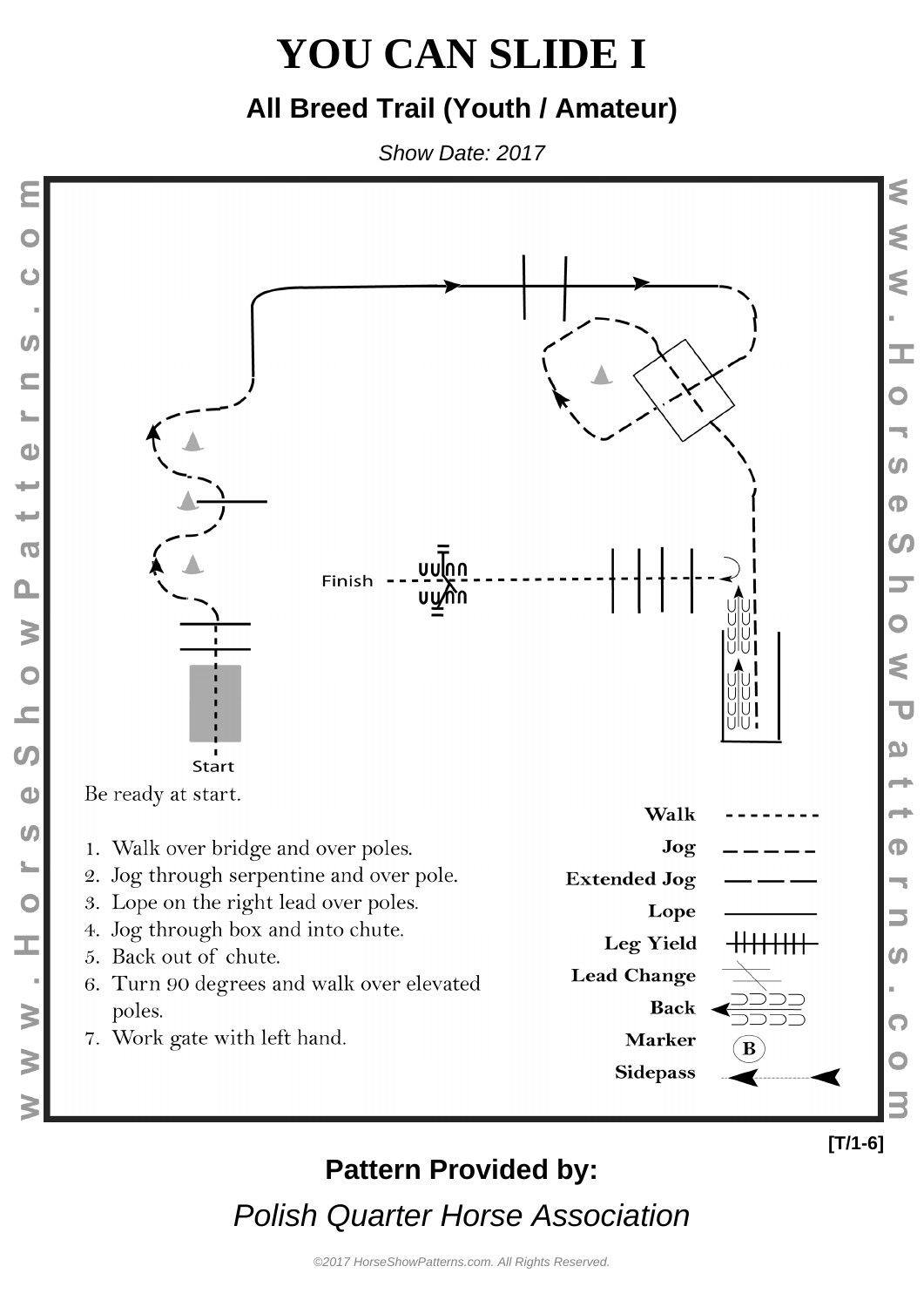# YOU CAN SLIDE I

## All Breed Trail (Youth / Amateur)

*Show Date: 2017*

Finish

Start

Be ready at start.

1. Walk over bridge and over poles.
2. Jog through serpentine and over pole.
3. Lope on the right lead over poles.
4. Jog through box and into chute.
5. Back out of chute.
6. Turn 90 degrees and walk over elevated poles.
7. Work gate with left hand.

Walk

Jog

Extended Jog

Lope

Leg Yield

Lead Change

Back

Marker B

Sidepass

[T/1-6]

**Pattern Provided by:**

*Polish Quarter Horse Association*

*©2017 HorseShowPatterns.com. All Rights Reserved.*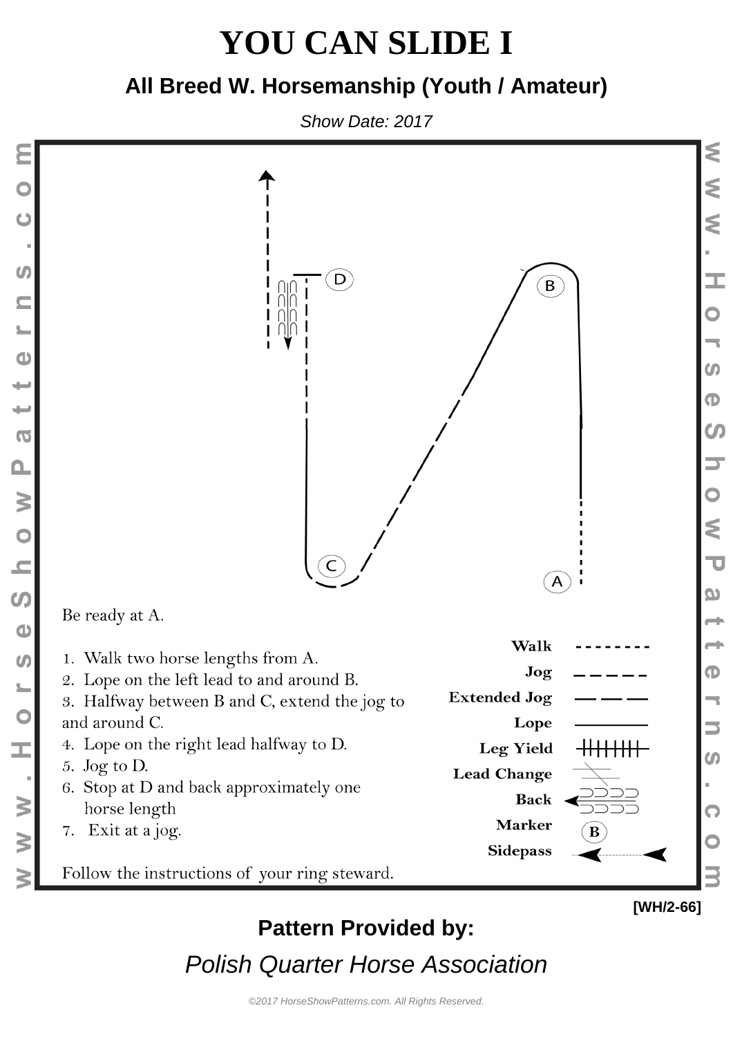# YOU CAN SLIDE I

## All Breed W. Horsemanship (Youth / Amateur)

*Show Date: 2017*

D

B

C

A

Be ready at A.

1. Walk two horse lengths from A.
2. Lope on the left lead to and around B.
3. Halfway between B and C, extend the jog to and around C.
4. Lope on the right lead halfway to D.
5. Jog to D.
6. Stop at D and back approximately one horse length
7. Exit at a jog.

Follow the instructions of your ring steward.

Walk

Jog

Extended Jog

Lope

Leg Yield

Lead Change

Back

Marker

Sidepass

www.HorseShowPatterns.com

[WH/2-66]

**Pattern Provided by:**

*Polish Quarter Horse Association*

*©2017 HorseShowPatterns.com. All Rights Reserved.*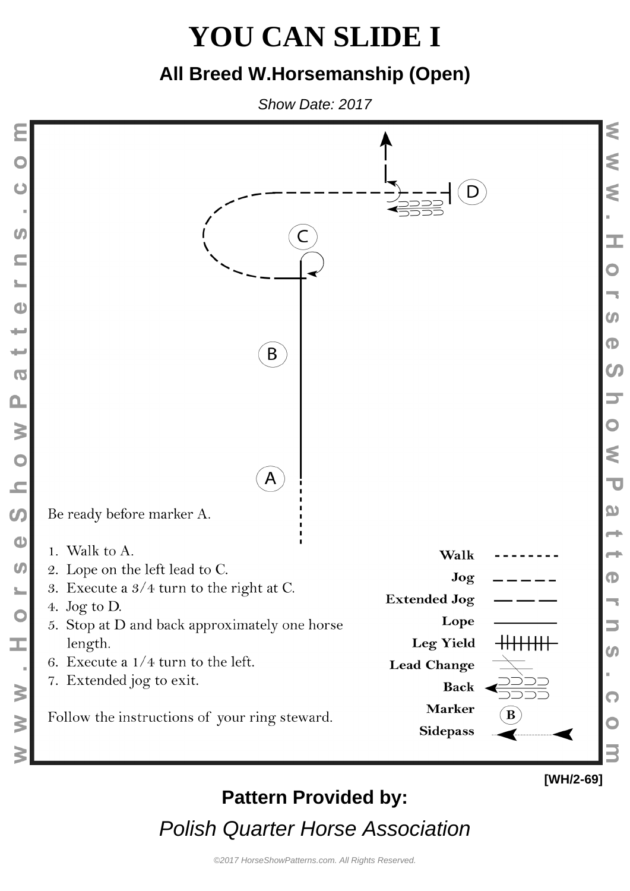# YOU CAN SLIDE I

## All Breed W.Horsemanship (Open)

*Show Date: 2017*

D

C

B

A

Be ready before marker A.

1. Walk to A.
2. Lope on the left lead to C.
3. Execute a 3/4 turn to the right at C.
4. Jog to D.
5. Stop at D and back approximately one horse length.
6. Execute a 1/4 turn to the left.
7. Extended jog to exit.

Follow the instructions of your ring steward.

**Walk**
**Jog**
**Extended Jog**
**Lope**
**Leg Yield**
**Lead Change**
**Back**
**Marker** B
**Sidepass**

[WH/2-69]

**Pattern Provided by:**

*Polish Quarter Horse Association*

*©2017 HorseShowPatterns.com. All Rights Reserved.*